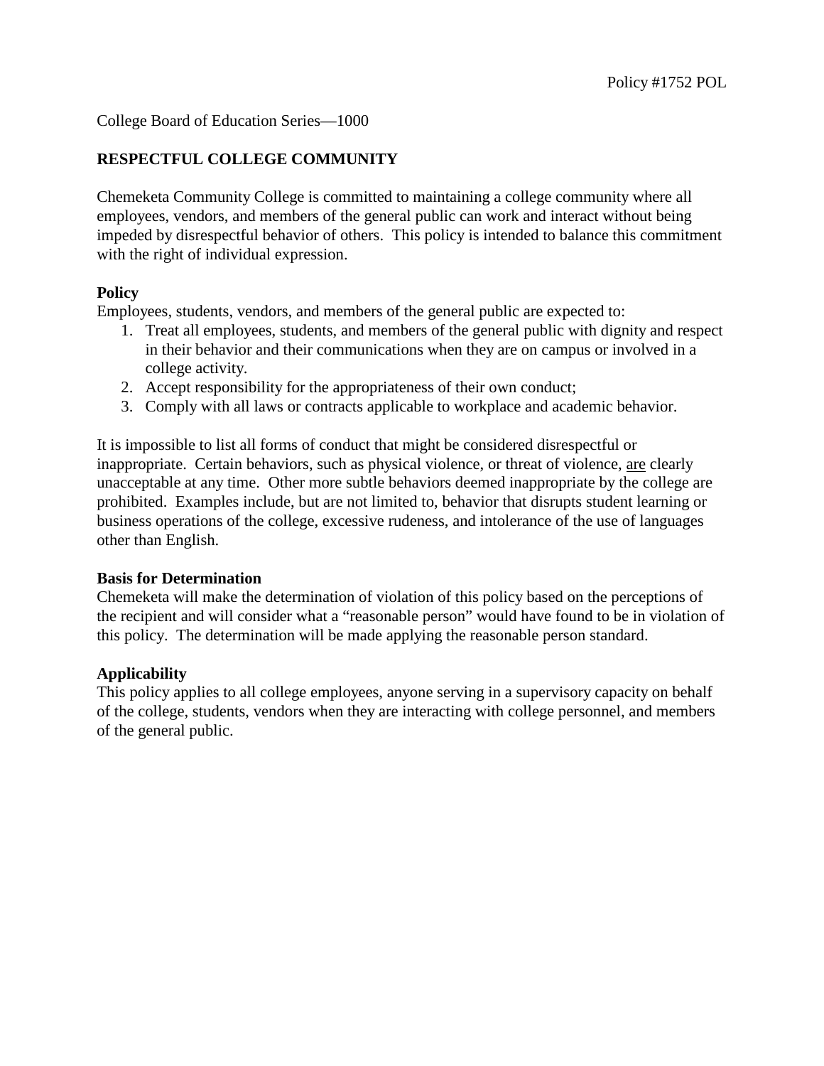Policy #1752 POL

College Board of Education Series—1000

## RESPECTFUL COLLEGE COMMUNITY

Chemeketa Community College is committed to maintaining a college community where all employees, vendors, and members of the general public can work and interact without being impeded by disrespectful behavior of others. This policy is intended to balance this commitment with the right of individual expression.

### Policy

Employees, students, vendors, and members of the general public are expected to:

1. Treat all employees, students, and members of the general public with dignity and respect in their behavior and their communications when they are on campus or involved in a college activity.
2. Accept responsibility for the appropriateness of their own conduct;
3. Comply with all laws or contracts applicable to workplace and academic behavior.

It is impossible to list all forms of conduct that might be considered disrespectful or inappropriate. Certain behaviors, such as physical violence, or threat of violence, <u>are</u> clearly unacceptable at any time. Other more subtle behaviors deemed inappropriate by the college are prohibited. Examples include, but are not limited to, behavior that disrupts student learning or business operations of the college, excessive rudeness, and intolerance of the use of languages other than English.

### Basis for Determination

Chemeketa will make the determination of violation of this policy based on the perceptions of the recipient and will consider what a "reasonable person" would have found to be in violation of this policy. The determination will be made applying the reasonable person standard.

### Applicability

This policy applies to all college employees, anyone serving in a supervisory capacity on behalf of the college, students, vendors when they are interacting with college personnel, and members of the general public.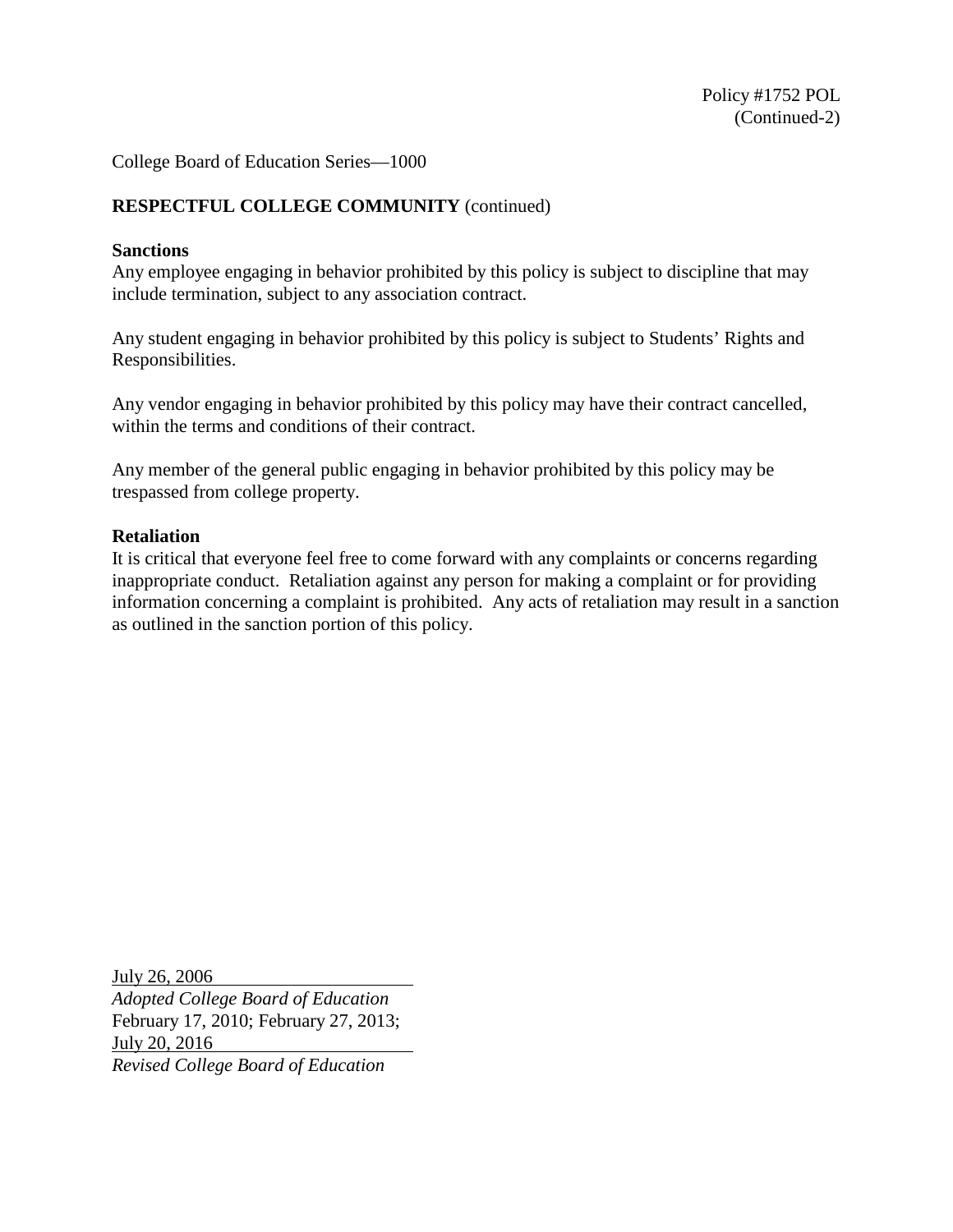College Board of Education Series—1000

**RESPECTFUL COLLEGE COMMUNITY** (continued)

**Sanctions**

Any employee engaging in behavior prohibited by this policy is subject to discipline that may include termination, subject to any association contract.

Any student engaging in behavior prohibited by this policy is subject to Students' Rights and Responsibilities.

Any vendor engaging in behavior prohibited by this policy may have their contract cancelled, within the terms and conditions of their contract.

Any member of the general public engaging in behavior prohibited by this policy may be trespassed from college property.

**Retaliation**

It is critical that everyone feel free to come forward with any complaints or concerns regarding inappropriate conduct. Retaliation against any person for making a complaint or for providing information concerning a complaint is prohibited. Any acts of retaliation may result in a sanction as outlined in the sanction portion of this policy.

July 26, 2006

*Adopted College Board of Education*

February 17, 2010; February 27, 2013;
July 20, 2016

*Revised College Board of Education*